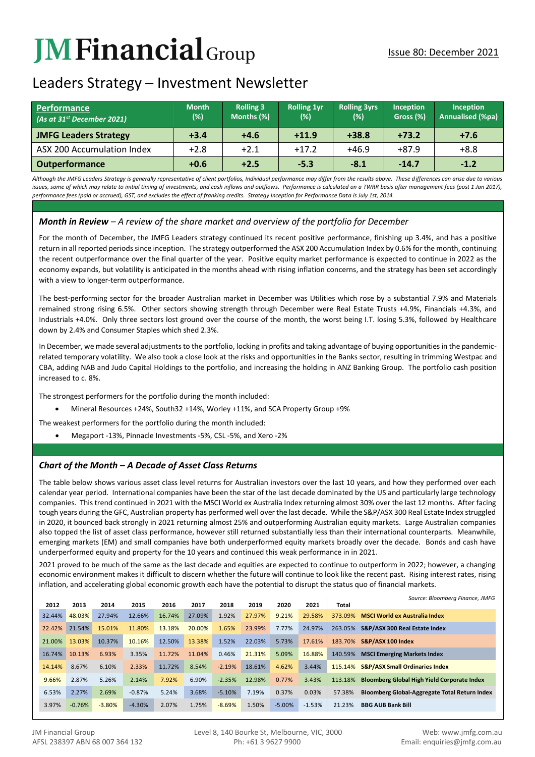# JM Financial Group

Issue 80: December 2021

## Leaders Strategy – Investment Newsletter

| **Performance** *(As at 31st December 2021)* | Month (%) | Rolling 3 Months (%) | Rolling 1yr (%) | Rolling 3yrs (%) | Inception Gross (%) | Inception Annualised (%pa) |
|---|---|---|---|---|---|---|
| **JMFG Leaders Strategy** | **+3.4** | **+4.6** | **+11.9** | **+38.8** | **+73.2** | **+7.6** |
| ASX 200 Accumulation Index | +2.8 | +2.1 | +17.2 | +46.9 | +87.9 | +8.8 |
| **Outperformance** | **+0.6** | **+2.5** | **-5.3** | **-8.1** | **-14.7** | **-1.2** |

*Although the JMFG Leaders Strategy is generally representative of client portfolios, Individual performance may differ from the results above. These differences can arise due to various issues, some of which may relate to initial timing of investments, and cash inflows and outflows. Performance is calculated on a TWRR basis after management fees (post 1 Jan 2017), performance fees (paid or accrued), GST, and excludes the effect of franking credits. Strategy Inception for Performance Data is July 1st, 2014.*

### *Month in Review – A review of the share market and overview of the portfolio for December*

For the month of December, the JMFG Leaders strategy continued its recent positive performance, finishing up 3.4%, and has a positive return in all reported periods since inception. The strategy outperformed the ASX 200 Accumulation Index by 0.6% for the month, continuing the recent outperformance over the final quarter of the year. Positive equity market performance is expected to continue in 2022 as the economy expands, but volatility is anticipated in the months ahead with rising inflation concerns, and the strategy has been set accordingly with a view to longer-term outperformance.

The best-performing sector for the broader Australian market in December was Utilities which rose by a substantial 7.9% and Materials remained strong rising 6.5%. Other sectors showing strength through December were Real Estate Trusts +4.9%, Financials +4.3%, and Industrials +4.0%. Only three sectors lost ground over the course of the month, the worst being I.T. losing 5.3%, followed by Healthcare down by 2.4% and Consumer Staples which shed 2.3%.

In December, we made several adjustments to the portfolio, locking in profits and taking advantage of buying opportunities in the pandemic-related temporary volatility. We also took a close look at the risks and opportunities in the Banks sector, resulting in trimming Westpac and CBA, adding NAB and Judo Capital Holdings to the portfolio, and increasing the holding in ANZ Banking Group. The portfolio cash position increased to c. 8%.

The strongest performers for the portfolio during the month included:

- Mineral Resources +24%, South32 +14%, Worley +11%, and SCA Property Group +9%

The weakest performers for the portfolio during the month included:

- Megaport -13%, Pinnacle Investments -5%, CSL -5%, and Xero -2%

### *Chart of the Month – A Decade of Asset Class Returns*

The table below shows various asset class level returns for Australian investors over the last 10 years, and how they performed over each calendar year period. International companies have been the star of the last decade dominated by the US and particularly large technology companies. This trend continued in 2021 with the MSCI World ex Australia Index returning almost 30% over the last 12 months. After facing tough years during the GFC, Australian property has performed well over the last decade. While the S&P/ASX 300 Real Estate Index struggled in 2020, it bounced back strongly in 2021 returning almost 25% and outperforming Australian equity markets. Large Australian companies also topped the list of asset class performance, however still returned substantially less than their international counterparts. Meanwhile, emerging markets (EM) and small companies have both underperformed equity markets broadly over the decade. Bonds and cash have underperformed equity and property for the 10 years and continued this weak performance in in 2021.

2021 proved to be much of the same as the last decade and equities are expected to continue to outperform in 2022; however, a changing economic environment makes it difficult to discern whether the future will continue to look like the recent past. Rising interest rates, rising inflation, and accelerating global economic growth each have the potential to disrupt the status quo of financial markets.

*Source: Bloomberg Finance, JMFG*

| 2012 | 2013 | 2014 | 2015 | 2016 | 2017 | 2018 | 2019 | 2020 | 2021 | Total | |
|---|---|---|---|---|---|---|---|---|---|---|---|
| 32.44% | 48.03% | 27.94% | 12.66% | 16.74% | 27.09% | 1.92% | 27.97% | 9.21% | 29.58% | 373.09% | **MSCI World ex Australia Index** |
| 22.42% | 21.54% | 15.01% | 11.80% | 13.18% | 20.00% | 1.65% | 23.99% | 7.77% | 24.97% | 263.05% | **S&P/ASX 300 Real Estate Index** |
| 21.00% | 13.03% | 10.37% | 10.16% | 12.50% | 13.38% | 1.52% | 22.03% | 5.73% | 17.61% | 183.70% | **S&P/ASX 100 Index** |
| 16.74% | 10.13% | 6.93% | 3.35% | 11.72% | 11.04% | 0.46% | 21.31% | 5.09% | 16.88% | 140.59% | **MSCI Emerging Markets Index** |
| 14.14% | 8.67% | 6.10% | 2.33% | 11.72% | 8.54% | -2.19% | 18.61% | 4.62% | 3.44% | 115.14% | **S&P/ASX Small Ordinaries Index** |
| 9.66% | 2.87% | 5.26% | 2.14% | 7.92% | 6.90% | -2.35% | 12.98% | 0.77% | 3.43% | 113.18% | **Bloomberg Global High Yield Corporate Index** |
| 6.53% | 2.27% | 2.69% | -0.87% | 5.24% | 3.68% | -5.10% | 7.19% | 0.37% | 0.03% | 57.38% | **Bloomberg Global-Aggregate Total Return Index** |
| 3.97% | -0.76% | -3.80% | -4.30% | 2.07% | 1.75% | -8.69% | 1.50% | -5.00% | -1.53% | 21.23% | **BBG AUB Bank Bill** |

JM Financial Group
AFSL 238397 ABN 68 007 364 132

Level 8, 140 Bourke St, Melbourne, VIC, 3000
Ph: +61 3 9627 9900

Web: www.jmfg.com.au
Email: enquiries@jmfg.com.au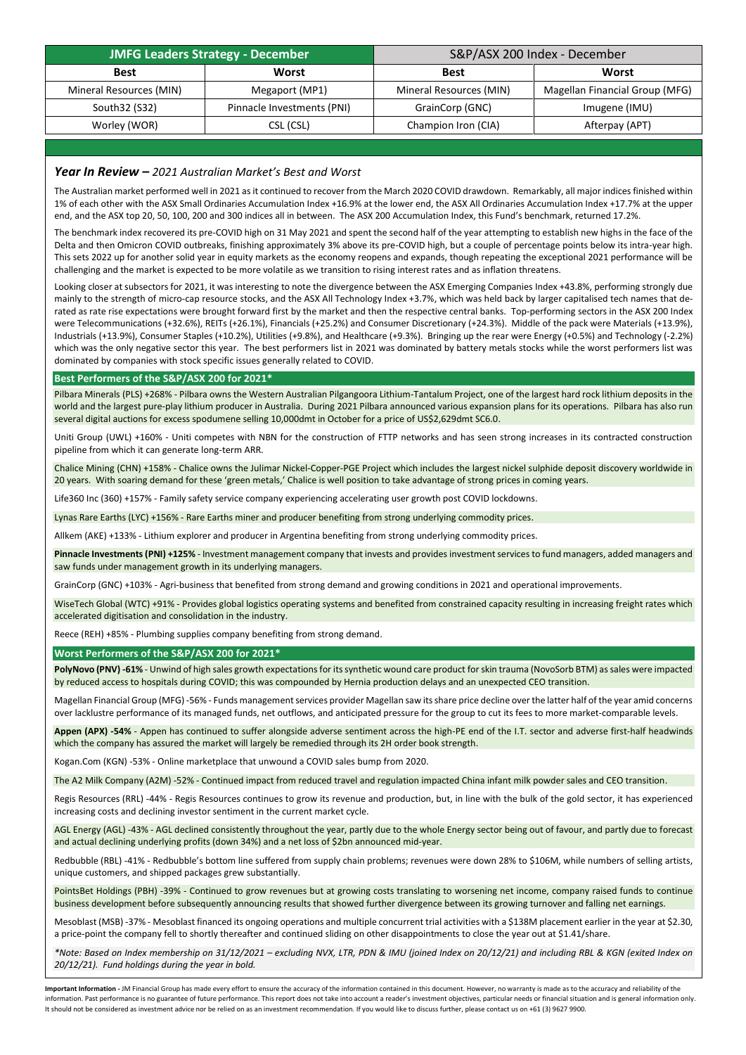| JMFG Leaders Strategy - December | | S&P/ASX 200 Index - December | |
|---|---|---|---|
| **Best** | **Worst** | **Best** | **Worst** |
| Mineral Resources (MIN) | Megaport (MP1) | Mineral Resources (MIN) | Magellan Financial Group (MFG) |
| South32 (S32) | Pinnacle Investments (PNI) | GrainCorp (GNC) | Imugene (IMU) |
| Worley (WOR) | CSL (CSL) | Champion Iron (CIA) | Afterpay (APT) |

## *Year In Review – 2021 Australian Market's Best and Worst*

The Australian market performed well in 2021 as it continued to recover from the March 2020 COVID drawdown. Remarkably, all major indices finished within 1% of each other with the ASX Small Ordinaries Accumulation Index +16.9% at the lower end, the ASX All Ordinaries Accumulation Index +17.7% at the upper end, and the ASX top 20, 50, 100, 200 and 300 indices all in between. The ASX 200 Accumulation Index, this Fund's benchmark, returned 17.2%.

The benchmark index recovered its pre-COVID high on 31 May 2021 and spent the second half of the year attempting to establish new highs in the face of the Delta and then Omicron COVID outbreaks, finishing approximately 3% above its pre-COVID high, but a couple of percentage points below its intra-year high. This sets 2022 up for another solid year in equity markets as the economy reopens and expands, though repeating the exceptional 2021 performance will be challenging and the market is expected to be more volatile as we transition to rising interest rates and as inflation threatens.

Looking closer at subsectors for 2021, it was interesting to note the divergence between the ASX Emerging Companies Index +43.8%, performing strongly due mainly to the strength of micro-cap resource stocks, and the ASX All Technology Index +3.7%, which was held back by larger capitalised tech names that de-rated as rate rise expectations were brought forward first by the market and then the respective central banks. Top-performing sectors in the ASX 200 Index were Telecommunications (+32.6%), REITs (+26.1%), Financials (+25.2%) and Consumer Discretionary (+24.3%). Middle of the pack were Materials (+13.9%), Industrials (+13.9%), Consumer Staples (+10.2%), Utilities (+9.8%), and Healthcare (+9.3%). Bringing up the rear were Energy (+0.5%) and Technology (-2.2%) which was the only negative sector this year. The best performers list in 2021 was dominated by battery metals stocks while the worst performers list was dominated by companies with stock specific issues generally related to COVID.

### Best Performers of the S&P/ASX 200 for 2021*

Pilbara Minerals (PLS) +268% - Pilbara owns the Western Australian Pilgangoora Lithium-Tantalum Project, one of the largest hard rock lithium deposits in the world and the largest pure-play lithium producer in Australia. During 2021 Pilbara announced various expansion plans for its operations. Pilbara has also run several digital auctions for excess spodumene selling 10,000dmt in October for a price of US$2,629dmt SC6.0.

Uniti Group (UWL) +160% - Uniti competes with NBN for the construction of FTTP networks and has seen strong increases in its contracted construction pipeline from which it can generate long-term ARR.

Chalice Mining (CHN) +158% - Chalice owns the Julimar Nickel-Copper-PGE Project which includes the largest nickel sulphide deposit discovery worldwide in 20 years. With soaring demand for these 'green metals,' Chalice is well position to take advantage of strong prices in coming years.

Life360 Inc (360) +157% - Family safety service company experiencing accelerating user growth post COVID lockdowns.

Lynas Rare Earths (LYC) +156% - Rare Earths miner and producer benefiting from strong underlying commodity prices.

Allkem (AKE) +133% - Lithium explorer and producer in Argentina benefiting from strong underlying commodity prices.

**Pinnacle Investments (PNI) +125%** - Investment management company that invests and provides investment services to fund managers, added managers and saw funds under management growth in its underlying managers.

GrainCorp (GNC) +103% - Agri-business that benefited from strong demand and growing conditions in 2021 and operational improvements.

WiseTech Global (WTC) +91% - Provides global logistics operating systems and benefited from constrained capacity resulting in increasing freight rates which accelerated digitisation and consolidation in the industry.

Reece (REH) +85% - Plumbing supplies company benefiting from strong demand.

### Worst Performers of the S&P/ASX 200 for 2021*

**PolyNovo (PNV) -61%** - Unwind of high sales growth expectations for its synthetic wound care product for skin trauma (NovoSorb BTM) as sales were impacted by reduced access to hospitals during COVID; this was compounded by Hernia production delays and an unexpected CEO transition.

Magellan Financial Group (MFG) -56% - Funds management services provider Magellan saw its share price decline over the latter half of the year amid concerns over lacklustre performance of its managed funds, net outflows, and anticipated pressure for the group to cut its fees to more market-comparable levels.

**Appen (APX) -54%** - Appen has continued to suffer alongside adverse sentiment across the high-PE end of the I.T. sector and adverse first-half headwinds which the company has assured the market will largely be remedied through its 2H order book strength.

Kogan.Com (KGN) -53% - Online marketplace that unwound a COVID sales bump from 2020.

The A2 Milk Company (A2M) -52% - Continued impact from reduced travel and regulation impacted China infant milk powder sales and CEO transition.

Regis Resources (RRL) -44% - Regis Resources continues to grow its revenue and production, but, in line with the bulk of the gold sector, it has experienced increasing costs and declining investor sentiment in the current market cycle.

AGL Energy (AGL) -43% - AGL declined consistently throughout the year, partly due to the whole Energy sector being out of favour, and partly due to forecast and actual declining underlying profits (down 34%) and a net loss of $2bn announced mid-year.

Redbubble (RBL) -41% - Redbubble's bottom line suffered from supply chain problems; revenues were down 28% to $106M, while numbers of selling artists, unique customers, and shipped packages grew substantially.

PointsBet Holdings (PBH) -39% - Continued to grow revenues but at growing costs translating to worsening net income, company raised funds to continue business development before subsequently announcing results that showed further divergence between its growing turnover and falling net earnings.

Mesoblast (MSB) -37% - Mesoblast financed its ongoing operations and multiple concurrent trial activities with a $138M placement earlier in the year at $2.30, a price-point the company fell to shortly thereafter and continued sliding on other disappointments to close the year out at $1.41/share.

*\*Note: Based on Index membership on 31/12/2021 – excluding NVX, LTR, PDN & IMU (joined Index on 20/12/21) and including RBL & KGN (exited Index on 20/12/21). Fund holdings during the year in bold.*

**Important Information -** JM Financial Group has made every effort to ensure the accuracy of the information contained in this document. However, no warranty is made as to the accuracy and reliability of the information. Past performance is no guarantee of future performance. This report does not take into account a reader's investment objectives, particular needs or financial situation and is general information only. It should not be considered as investment advice nor be relied on as an investment recommendation. If you would like to discuss further, please contact us on +61 (3) 9627 9900.